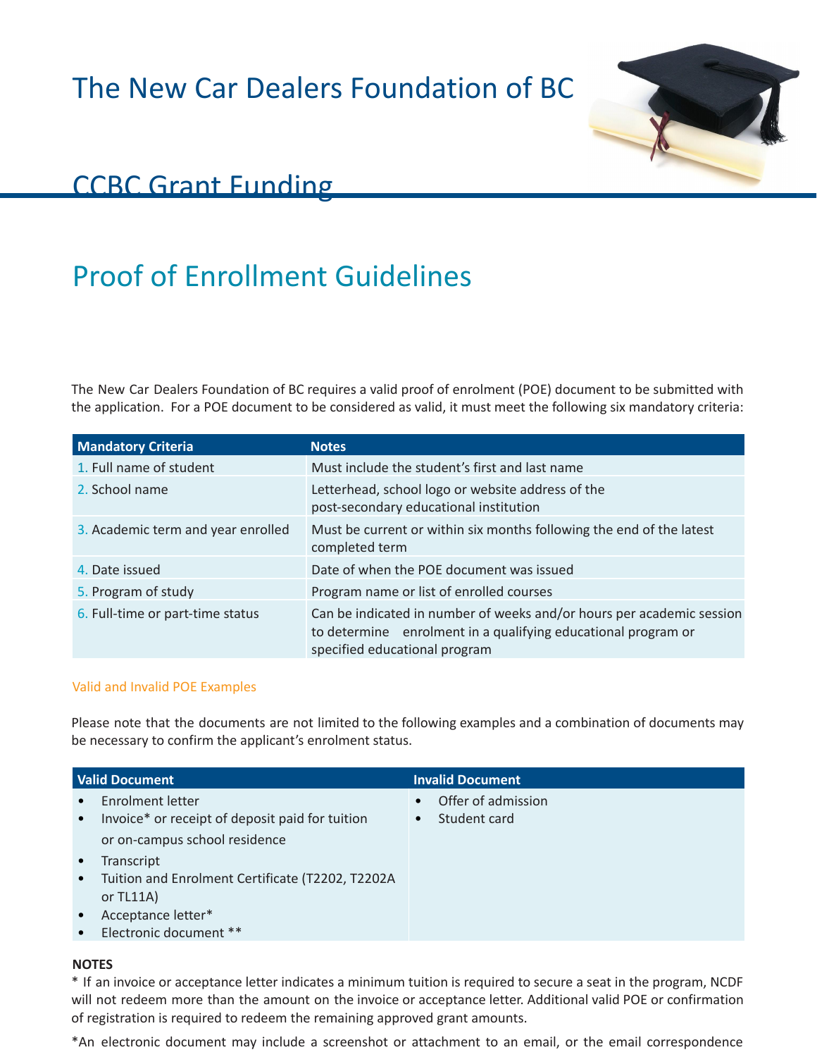# The New Car Dealers Foundation of BC

## CCBC Grant Funding

## Proof of Enrollment Guidelines

The New Car Dealers Foundation of BC requires a valid proof of enrolment (POE) document to be submitted with the application. For a POE document to be considered as valid, it must meet the following six mandatory criteria:

| Mandatory Criteria | Notes |
|---|---|
| 1. Full name of student | Must include the student's first and last name |
| 2. School name | Letterhead, school logo or website address of the post-secondary educational institution |
| 3. Academic term and year enrolled | Must be current or within six months following the end of the latest completed term |
| 4. Date issued | Date of when the POE document was issued |
| 5. Program of study | Program name or list of enrolled courses |
| 6. Full-time or part-time status | Can be indicated in number of weeks and/or hours per academic session to determine enrolment in a qualifying educational program or specified educational program |

### Valid and Invalid POE Examples

Please note that the documents are not limited to the following examples and a combination of documents may be necessary to confirm the applicant's enrolment status.

| Valid Document | Invalid Document |
|---|---|
| • Enrolment letter<br>• Invoice* or receipt of deposit paid for tuition or on-campus school residence<br>• Transcript<br>• Tuition and Enrolment Certificate (T2202, T2202A or TL11A)<br>• Acceptance letter*<br>• Electronic document ** | • Offer of admission<br>• Student card |

**NOTES**

* If an invoice or acceptance letter indicates a minimum tuition is required to secure a seat in the program, NCDF will not redeem more than the amount on the invoice or acceptance letter. Additional valid POE or confirmation of registration is required to redeem the remaining approved grant amounts.

*An electronic document may include a screenshot or attachment to an email, or the email correspondence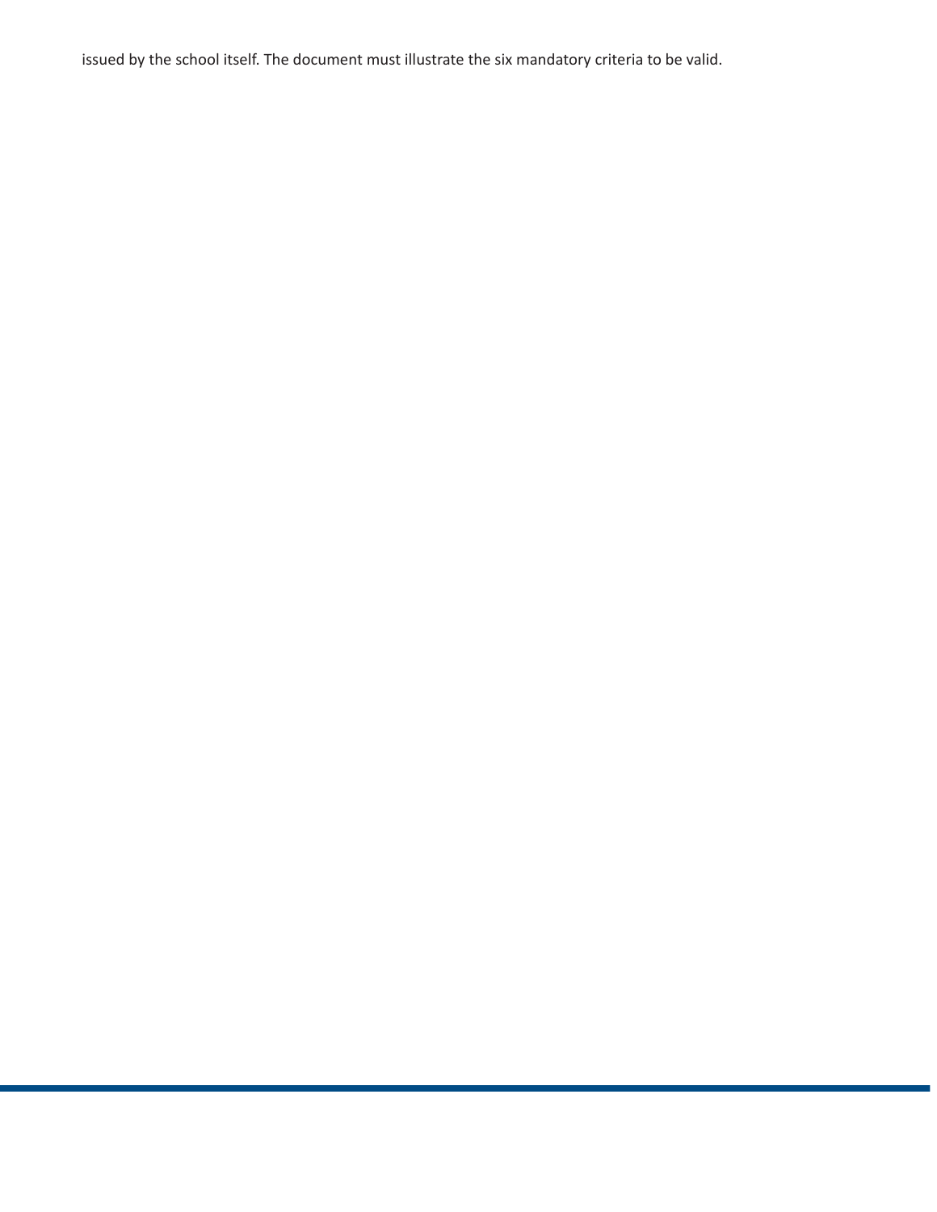issued by the school itself. The document must illustrate the six mandatory criteria to be valid.